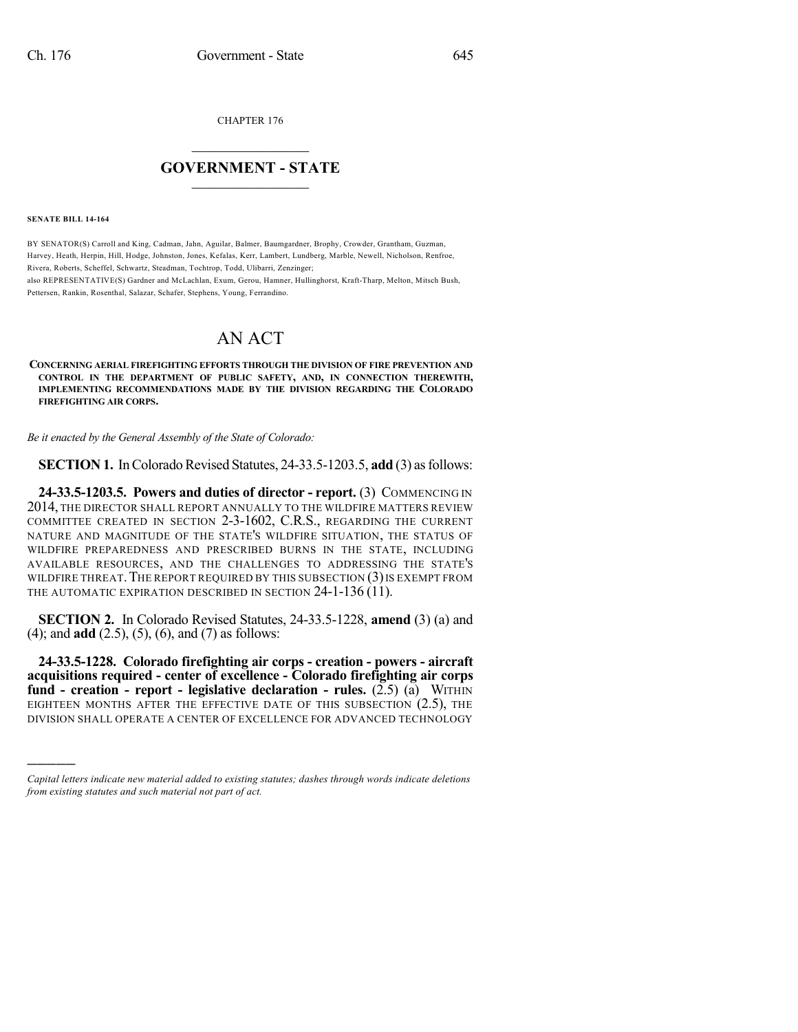CHAPTER 176

# GOVERNMENT - STATE

**SENATE BILL 14-164**

BY SENATOR(S) Carroll and King, Cadman, Jahn, Aguilar, Balmer, Baumgardner, Brophy, Crowder, Grantham, Guzman, Harvey, Heath, Herpin, Hill, Hodge, Johnston, Jones, Kefalas, Kerr, Lambert, Lundberg, Marble, Newell, Nicholson, Renfroe, Rivera, Roberts, Scheffel, Schwartz, Steadman, Tochtrop, Todd, Ulibarri, Zenzinger;
also REPRESENTATIVE(S) Gardner and McLachlan, Exum, Gerou, Hamner, Hullinghorst, Kraft-Tharp, Melton, Mitsch Bush, Pettersen, Rankin, Rosenthal, Salazar, Schafer, Stephens, Young, Ferrandino.

# AN ACT

**CONCERNING AERIAL FIREFIGHTING EFFORTS THROUGH THE DIVISION OF FIRE PREVENTION AND CONTROL IN THE DEPARTMENT OF PUBLIC SAFETY, AND, IN CONNECTION THEREWITH, IMPLEMENTING RECOMMENDATIONS MADE BY THE DIVISION REGARDING THE COLORADO FIREFIGHTING AIR CORPS.**

*Be it enacted by the General Assembly of the State of Colorado:*

**SECTION 1.** In Colorado Revised Statutes, 24-33.5-1203.5, **add** (3) as follows:

**24-33.5-1203.5. Powers and duties of director - report.** (3) COMMENCING IN 2014, THE DIRECTOR SHALL REPORT ANNUALLY TO THE WILDFIRE MATTERS REVIEW COMMITTEE CREATED IN SECTION 2-3-1602, C.R.S., REGARDING THE CURRENT NATURE AND MAGNITUDE OF THE STATE'S WILDFIRE SITUATION, THE STATUS OF WILDFIRE PREPAREDNESS AND PRESCRIBED BURNS IN THE STATE, INCLUDING AVAILABLE RESOURCES, AND THE CHALLENGES TO ADDRESSING THE STATE'S WILDFIRE THREAT. THE REPORT REQUIRED BY THIS SUBSECTION (3) IS EXEMPT FROM THE AUTOMATIC EXPIRATION DESCRIBED IN SECTION 24-1-136 (11).

**SECTION 2.** In Colorado Revised Statutes, 24-33.5-1228, **amend** (3) (a) and (4); and **add** (2.5), (5), (6), and (7) as follows:

**24-33.5-1228. Colorado firefighting air corps - creation - powers - aircraft acquisitions required - center of excellence - Colorado firefighting air corps fund - creation - report - legislative declaration - rules.** (2.5) (a) WITHIN EIGHTEEN MONTHS AFTER THE EFFECTIVE DATE OF THIS SUBSECTION (2.5), THE DIVISION SHALL OPERATE A CENTER OF EXCELLENCE FOR ADVANCED TECHNOLOGY

---

*Capital letters indicate new material added to existing statutes; dashes through words indicate deletions from existing statutes and such material not part of act.*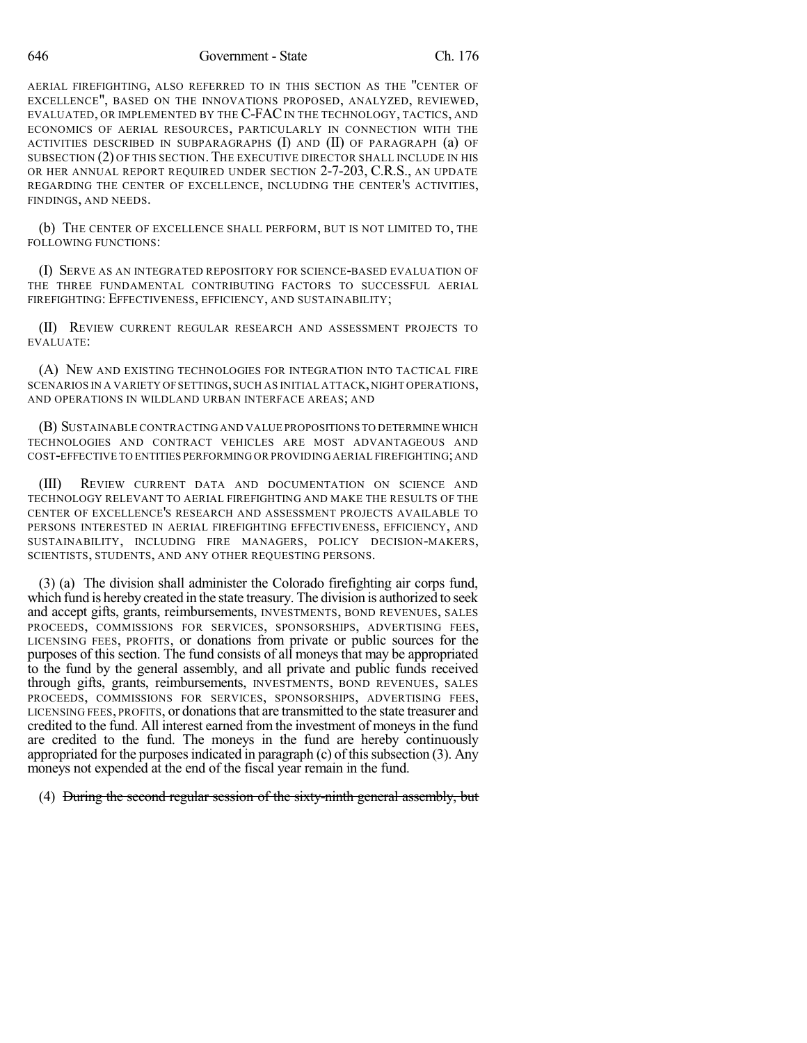AERIAL FIREFIGHTING, ALSO REFERRED TO IN THIS SECTION AS THE "CENTER OF EXCELLENCE", BASED ON THE INNOVATIONS PROPOSED, ANALYZED, REVIEWED, EVALUATED, OR IMPLEMENTED BY THE C-FAC IN THE TECHNOLOGY, TACTICS, AND ECONOMICS OF AERIAL RESOURCES, PARTICULARLY IN CONNECTION WITH THE ACTIVITIES DESCRIBED IN SUBPARAGRAPHS (I) AND (II) OF PARAGRAPH (a) OF SUBSECTION (2) OF THIS SECTION. THE EXECUTIVE DIRECTOR SHALL INCLUDE IN HIS OR HER ANNUAL REPORT REQUIRED UNDER SECTION 2-7-203, C.R.S., AN UPDATE REGARDING THE CENTER OF EXCELLENCE, INCLUDING THE CENTER'S ACTIVITIES, FINDINGS, AND NEEDS.

(b) THE CENTER OF EXCELLENCE SHALL PERFORM, BUT IS NOT LIMITED TO, THE FOLLOWING FUNCTIONS:

(I) SERVE AS AN INTEGRATED REPOSITORY FOR SCIENCE-BASED EVALUATION OF THE THREE FUNDAMENTAL CONTRIBUTING FACTORS TO SUCCESSFUL AERIAL FIREFIGHTING: EFFECTIVENESS, EFFICIENCY, AND SUSTAINABILITY;

(II) REVIEW CURRENT REGULAR RESEARCH AND ASSESSMENT PROJECTS TO EVALUATE:

(A) NEW AND EXISTING TECHNOLOGIES FOR INTEGRATION INTO TACTICAL FIRE SCENARIOS IN A VARIETY OF SETTINGS, SUCH AS INITIAL ATTACK, NIGHT OPERATIONS, AND OPERATIONS IN WILDLAND URBAN INTERFACE AREAS; AND

(B) SUSTAINABLE CONTRACTING AND VALUE PROPOSITIONS TO DETERMINE WHICH TECHNOLOGIES AND CONTRACT VEHICLES ARE MOST ADVANTAGEOUS AND COST-EFFECTIVE TO ENTITIES PERFORMING OR PROVIDING AERIAL FIREFIGHTING; AND

(III) REVIEW CURRENT DATA AND DOCUMENTATION ON SCIENCE AND TECHNOLOGY RELEVANT TO AERIAL FIREFIGHTING AND MAKE THE RESULTS OF THE CENTER OF EXCELLENCE'S RESEARCH AND ASSESSMENT PROJECTS AVAILABLE TO PERSONS INTERESTED IN AERIAL FIREFIGHTING EFFECTIVENESS, EFFICIENCY, AND SUSTAINABILITY, INCLUDING FIRE MANAGERS, POLICY DECISION-MAKERS, SCIENTISTS, STUDENTS, AND ANY OTHER REQUESTING PERSONS.

(3) (a) The division shall administer the Colorado firefighting air corps fund, which fund is hereby created in the state treasury. The division is authorized to seek and accept gifts, grants, reimbursements, INVESTMENTS, BOND REVENUES, SALES PROCEEDS, COMMISSIONS FOR SERVICES, SPONSORSHIPS, ADVERTISING FEES, LICENSING FEES, PROFITS, or donations from private or public sources for the purposes of this section. The fund consists of all moneys that may be appropriated to the fund by the general assembly, and all private and public funds received through gifts, grants, reimbursements, INVESTMENTS, BOND REVENUES, SALES PROCEEDS, COMMISSIONS FOR SERVICES, SPONSORSHIPS, ADVERTISING FEES, LICENSING FEES, PROFITS, or donations that are transmitted to the state treasurer and credited to the fund. All interest earned from the investment of moneys in the fund are credited to the fund. The moneys in the fund are hereby continuously appropriated for the purposes indicated in paragraph (c) of this subsection (3). Any moneys not expended at the end of the fiscal year remain in the fund.

(4) ~~During the second regular session of the sixty-ninth general assembly, but~~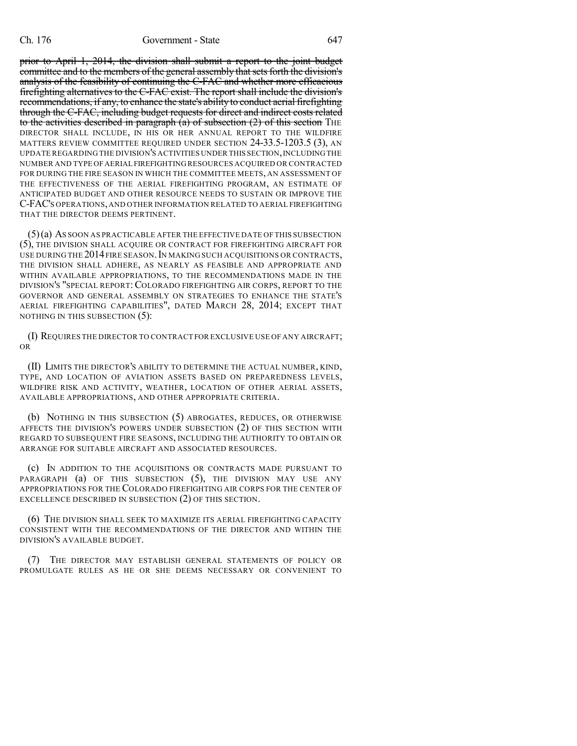~~prior to April 1, 2014, the division shall submit a report to the joint budget committee and to the members of the general assembly that sets forth the division's analysis of the feasibility of continuing the C-FAC and whether more efficacious firefighting alternatives to the C-FAC exist. The report shall include the division's recommendations, if any, to enhance the state's ability to conduct aerial firefighting through the C-FAC, including budget requests for direct and indirect costs related to the activities described in paragraph (a) of subsection (2) of this section~~ THE DIRECTOR SHALL INCLUDE, IN HIS OR HER ANNUAL REPORT TO THE WILDFIRE MATTERS REVIEW COMMITTEE REQUIRED UNDER SECTION 24-33.5-1203.5 (3), AN UPDATE REGARDING THE DIVISION'S ACTIVITIES UNDER THIS SECTION, INCLUDING THE NUMBER AND TYPE OF AERIAL FIREFIGHTING RESOURCES ACQUIRED OR CONTRACTED FOR DURING THE FIRE SEASON IN WHICH THE COMMITTEE MEETS, AN ASSESSMENT OF THE EFFECTIVENESS OF THE AERIAL FIREFIGHTING PROGRAM, AN ESTIMATE OF ANTICIPATED BUDGET AND OTHER RESOURCE NEEDS TO SUSTAIN OR IMPROVE THE C-FAC'S OPERATIONS, AND OTHER INFORMATION RELATED TO AERIAL FIREFIGHTING THAT THE DIRECTOR DEEMS PERTINENT.

(5) (a) AS SOON AS PRACTICABLE AFTER THE EFFECTIVE DATE OF THIS SUBSECTION (5), THE DIVISION SHALL ACQUIRE OR CONTRACT FOR FIREFIGHTING AIRCRAFT FOR USE DURING THE 2014 FIRE SEASON. IN MAKING SUCH ACQUISITIONS OR CONTRACTS, THE DIVISION SHALL ADHERE, AS NEARLY AS FEASIBLE AND APPROPRIATE AND WITHIN AVAILABLE APPROPRIATIONS, TO THE RECOMMENDATIONS MADE IN THE DIVISION'S "SPECIAL REPORT: COLORADO FIREFIGHTING AIR CORPS, REPORT TO THE GOVERNOR AND GENERAL ASSEMBLY ON STRATEGIES TO ENHANCE THE STATE'S AERIAL FIREFIGHTING CAPABILITIES", DATED MARCH 28, 2014; EXCEPT THAT NOTHING IN THIS SUBSECTION (5):

(I) REQUIRES THE DIRECTOR TO CONTRACT FOR EXCLUSIVE USE OF ANY AIRCRAFT; OR

(II) LIMITS THE DIRECTOR'S ABILITY TO DETERMINE THE ACTUAL NUMBER, KIND, TYPE, AND LOCATION OF AVIATION ASSETS BASED ON PREPAREDNESS LEVELS, WILDFIRE RISK AND ACTIVITY, WEATHER, LOCATION OF OTHER AERIAL ASSETS, AVAILABLE APPROPRIATIONS, AND OTHER APPROPRIATE CRITERIA.

(b) NOTHING IN THIS SUBSECTION (5) ABROGATES, REDUCES, OR OTHERWISE AFFECTS THE DIVISION'S POWERS UNDER SUBSECTION (2) OF THIS SECTION WITH REGARD TO SUBSEQUENT FIRE SEASONS, INCLUDING THE AUTHORITY TO OBTAIN OR ARRANGE FOR SUITABLE AIRCRAFT AND ASSOCIATED RESOURCES.

(c) IN ADDITION TO THE ACQUISITIONS OR CONTRACTS MADE PURSUANT TO PARAGRAPH (a) OF THIS SUBSECTION (5), THE DIVISION MAY USE ANY APPROPRIATIONS FOR THE COLORADO FIREFIGHTING AIR CORPS FOR THE CENTER OF EXCELLENCE DESCRIBED IN SUBSECTION (2) OF THIS SECTION.

(6) THE DIVISION SHALL SEEK TO MAXIMIZE ITS AERIAL FIREFIGHTING CAPACITY CONSISTENT WITH THE RECOMMENDATIONS OF THE DIRECTOR AND WITHIN THE DIVISION'S AVAILABLE BUDGET.

(7) THE DIRECTOR MAY ESTABLISH GENERAL STATEMENTS OF POLICY OR PROMULGATE RULES AS HE OR SHE DEEMS NECESSARY OR CONVENIENT TO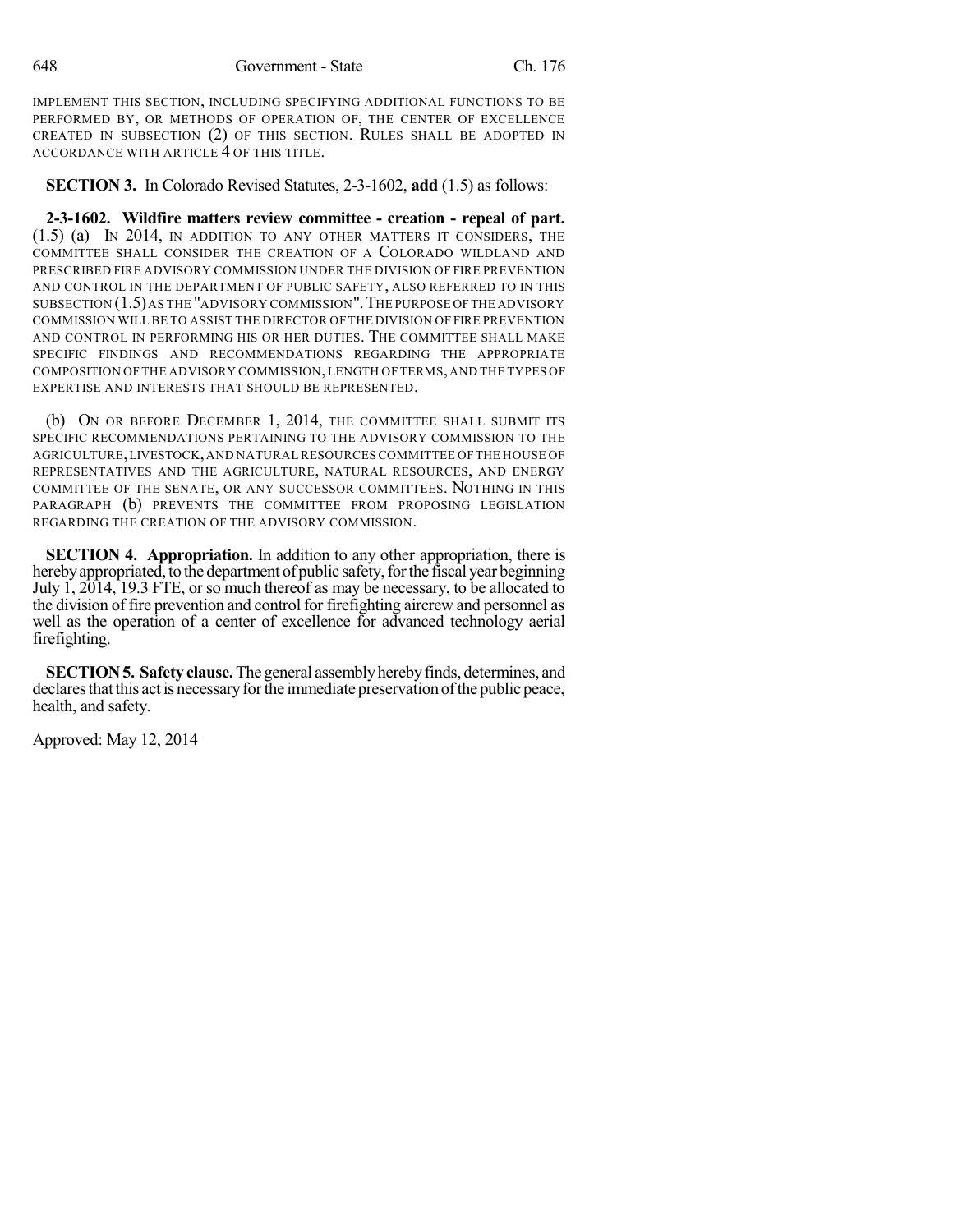IMPLEMENT THIS SECTION, INCLUDING SPECIFYING ADDITIONAL FUNCTIONS TO BE PERFORMED BY, OR METHODS OF OPERATION OF, THE CENTER OF EXCELLENCE CREATED IN SUBSECTION (2) OF THIS SECTION. RULES SHALL BE ADOPTED IN ACCORDANCE WITH ARTICLE 4 OF THIS TITLE.

**SECTION 3.** In Colorado Revised Statutes, 2-3-1602, **add** (1.5) as follows:

**2-3-1602. Wildfire matters review committee - creation - repeal of part.** (1.5) (a) IN 2014, IN ADDITION TO ANY OTHER MATTERS IT CONSIDERS, THE COMMITTEE SHALL CONSIDER THE CREATION OF A COLORADO WILDLAND AND PRESCRIBED FIRE ADVISORY COMMISSION UNDER THE DIVISION OF FIRE PREVENTION AND CONTROL IN THE DEPARTMENT OF PUBLIC SAFETY, ALSO REFERRED TO IN THIS SUBSECTION (1.5) AS THE "ADVISORY COMMISSION". THE PURPOSE OF THE ADVISORY COMMISSION WILL BE TO ASSIST THE DIRECTOR OF THE DIVISION OF FIRE PREVENTION AND CONTROL IN PERFORMING HIS OR HER DUTIES. THE COMMITTEE SHALL MAKE SPECIFIC FINDINGS AND RECOMMENDATIONS REGARDING THE APPROPRIATE COMPOSITION OF THE ADVISORY COMMISSION, LENGTH OF TERMS, AND THE TYPES OF EXPERTISE AND INTERESTS THAT SHOULD BE REPRESENTED.

(b) ON OR BEFORE DECEMBER 1, 2014, THE COMMITTEE SHALL SUBMIT ITS SPECIFIC RECOMMENDATIONS PERTAINING TO THE ADVISORY COMMISSION TO THE AGRICULTURE, LIVESTOCK, AND NATURAL RESOURCES COMMITTEE OF THE HOUSE OF REPRESENTATIVES AND THE AGRICULTURE, NATURAL RESOURCES, AND ENERGY COMMITTEE OF THE SENATE, OR ANY SUCCESSOR COMMITTEES. NOTHING IN THIS PARAGRAPH (b) PREVENTS THE COMMITTEE FROM PROPOSING LEGISLATION REGARDING THE CREATION OF THE ADVISORY COMMISSION.

**SECTION 4. Appropriation.** In addition to any other appropriation, there is hereby appropriated, to the department of public safety, for the fiscal year beginning July 1, 2014, 19.3 FTE, or so much thereof as may be necessary, to be allocated to the division of fire prevention and control for firefighting aircrew and personnel as well as the operation of a center of excellence for advanced technology aerial firefighting.

**SECTION 5. Safety clause.** The general assembly hereby finds, determines, and declares that this act is necessary for the immediate preservation of the public peace, health, and safety.

Approved: May 12, 2014